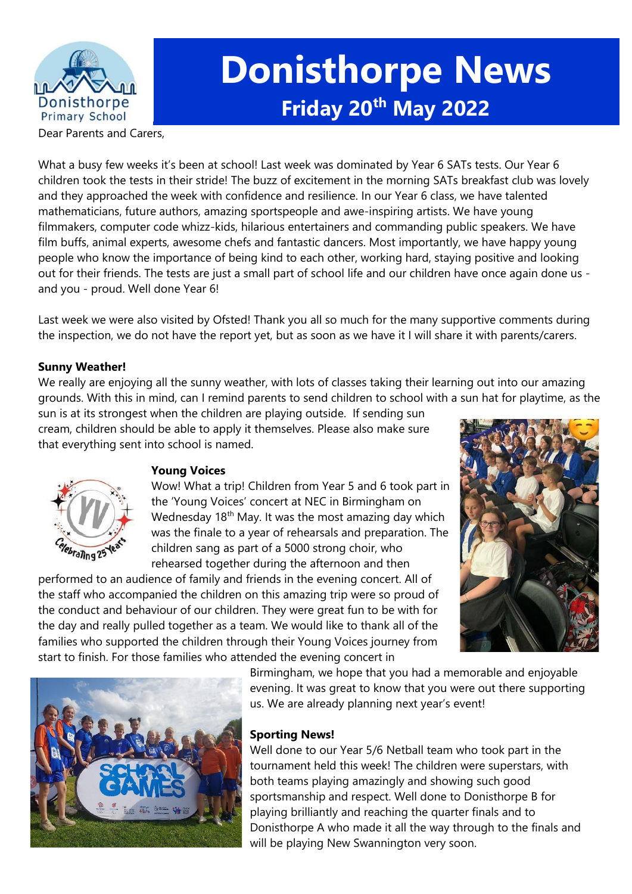# Donisthorpe News

## Friday 20th May 2022

Dear Parents and Carers,

What a busy few weeks it's been at school! Last week was dominated by Year 6 SATs tests. Our Year 6 children took the tests in their stride! The buzz of excitement in the morning SATs breakfast club was lovely and they approached the week with confidence and resilience. In our Year 6 class, we have talented mathematicians, future authors, amazing sportspeople and awe-inspiring artists. We have young filmmakers, computer code whizz-kids, hilarious entertainers and commanding public speakers. We have film buffs, animal experts, awesome chefs and fantastic dancers. Most importantly, we have happy young people who know the importance of being kind to each other, working hard, staying positive and looking out for their friends. The tests are just a small part of school life and our children have once again done us - and you - proud. Well done Year 6!

Last week we were also visited by Ofsted! Thank you all so much for the many supportive comments during the inspection, we do not have the report yet, but as soon as we have it I will share it with parents/carers.

**Sunny Weather!**

We really are enjoying all the sunny weather, with lots of classes taking their learning out into our amazing grounds. With this in mind, can I remind parents to send children to school with a sun hat for playtime, as the sun is at its strongest when the children are playing outside. If sending sun cream, children should be able to apply it themselves. Please also make sure that everything sent into school is named.

**Young Voices**

Wow! What a trip! Children from Year 5 and 6 took part in the 'Young Voices' concert at NEC in Birmingham on Wednesday 18th May. It was the most amazing day which was the finale to a year of rehearsals and preparation. The children sang as part of a 5000 strong choir, who rehearsed together during the afternoon and then performed to an audience of family and friends in the evening concert. All of the staff who accompanied the children on this amazing trip were so proud of the conduct and behaviour of our children. They were great fun to be with for the day and really pulled together as a team. We would like to thank all of the families who supported the children through their Young Voices journey from start to finish. For those families who attended the evening concert in Birmingham, we hope that you had a memorable and enjoyable evening. It was great to know that you were out there supporting us. We are already planning next year's event!

**Sporting News!**

Well done to our Year 5/6 Netball team who took part in the tournament held this week! The children were superstars, with both teams playing amazingly and showing such good sportsmanship and respect. Well done to Donisthorpe B for playing brilliantly and reaching the quarter finals and to Donisthorpe A who made it all the way through to the finals and will be playing New Swannington very soon.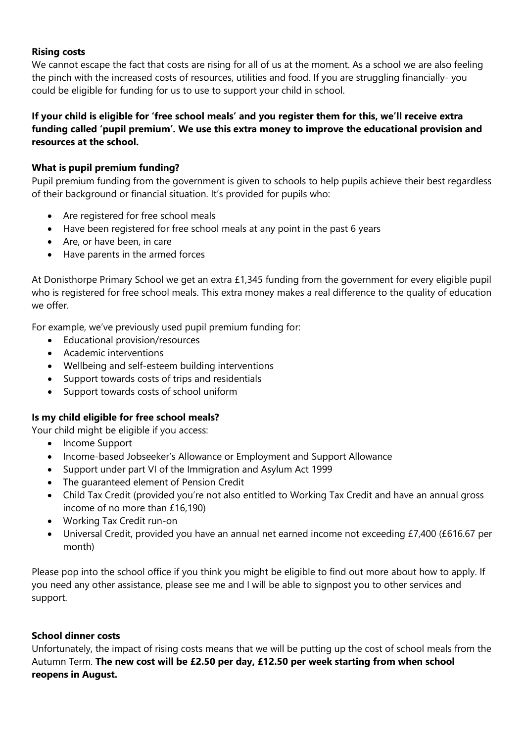**Rising costs**

We cannot escape the fact that costs are rising for all of us at the moment. As a school we are also feeling the pinch with the increased costs of resources, utilities and food. If you are struggling financially- you could be eligible for funding for us to use to support your child in school.

**If your child is eligible for 'free school meals' and you register them for this, we'll receive extra funding called 'pupil premium'. We use this extra money to improve the educational provision and resources at the school.**

**What is pupil premium funding?**

Pupil premium funding from the government is given to schools to help pupils achieve their best regardless of their background or financial situation. It's provided for pupils who:

- Are registered for free school meals
- Have been registered for free school meals at any point in the past 6 years
- Are, or have been, in care
- Have parents in the armed forces

At Donisthorpe Primary School we get an extra £1,345 funding from the government for every eligible pupil who is registered for free school meals. This extra money makes a real difference to the quality of education we offer.

For example, we've previously used pupil premium funding for:

- Educational provision/resources
- Academic interventions
- Wellbeing and self-esteem building interventions
- Support towards costs of trips and residentials
- Support towards costs of school uniform

**Is my child eligible for free school meals?**

Your child might be eligible if you access:

- Income Support
- Income-based Jobseeker's Allowance or Employment and Support Allowance
- Support under part VI of the Immigration and Asylum Act 1999
- The guaranteed element of Pension Credit
- Child Tax Credit (provided you're not also entitled to Working Tax Credit and have an annual gross income of no more than £16,190)
- Working Tax Credit run-on
- Universal Credit, provided you have an annual net earned income not exceeding £7,400 (£616.67 per month)

Please pop into the school office if you think you might be eligible to find out more about how to apply. If you need any other assistance, please see me and I will be able to signpost you to other services and support.

**School dinner costs**

Unfortunately, the impact of rising costs means that we will be putting up the cost of school meals from the Autumn Term. **The new cost will be £2.50 per day, £12.50 per week starting from when school reopens in August.**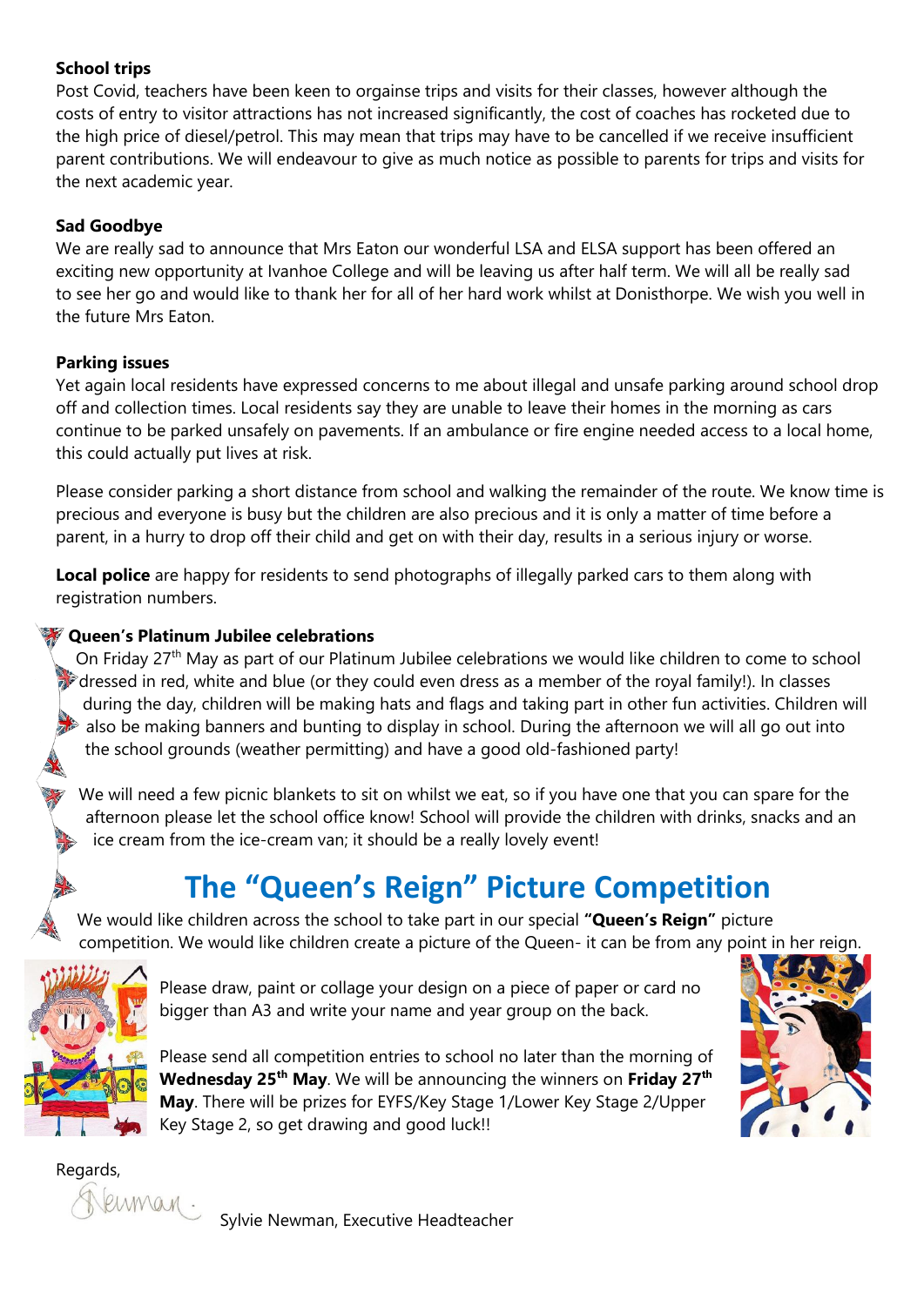**School trips**

Post Covid, teachers have been keen to orgainse trips and visits for their classes, however although the costs of entry to visitor attractions has not increased significantly, the cost of coaches has rocketed due to the high price of diesel/petrol. This may mean that trips may have to be cancelled if we receive insufficient parent contributions. We will endeavour to give as much notice as possible to parents for trips and visits for the next academic year.

**Sad Goodbye**

We are really sad to announce that Mrs Eaton our wonderful LSA and ELSA support has been offered an exciting new opportunity at Ivanhoe College and will be leaving us after half term. We will all be really sad to see her go and would like to thank her for all of her hard work whilst at Donisthorpe. We wish you well in the future Mrs Eaton.

**Parking issues**

Yet again local residents have expressed concerns to me about illegal and unsafe parking around school drop off and collection times. Local residents say they are unable to leave their homes in the morning as cars continue to be parked unsafely on pavements. If an ambulance or fire engine needed access to a local home, this could actually put lives at risk.

Please consider parking a short distance from school and walking the remainder of the route. We know time is precious and everyone is busy but the children are also precious and it is only a matter of time before a parent, in a hurry to drop off their child and get on with their day, results in a serious injury or worse.

**Local police** are happy for residents to send photographs of illegally parked cars to them along with registration numbers.

**Queen's Platinum Jubilee celebrations**

On Friday 27th May as part of our Platinum Jubilee celebrations we would like children to come to school dressed in red, white and blue (or they could even dress as a member of the royal family!). In classes during the day, children will be making hats and flags and taking part in other fun activities. Children will also be making banners and bunting to display in school. During the afternoon we will all go out into the school grounds (weather permitting) and have a good old-fashioned party!

We will need a few picnic blankets to sit on whilst we eat, so if you have one that you can spare for the afternoon please let the school office know! School will provide the children with drinks, snacks and an ice cream from the ice-cream van; it should be a really lovely event!

## The "Queen's Reign" Picture Competition

We would like children across the school to take part in our special **"Queen's Reign"** picture competition. We would like children create a picture of the Queen- it can be from any point in her reign.

Please draw, paint or collage your design on a piece of paper or card no bigger than A3 and write your name and year group on the back.

Please send all competition entries to school no later than the morning of **Wednesday 25th May**. We will be announcing the winners on **Friday 27th May**. There will be prizes for EYFS/Key Stage 1/Lower Key Stage 2/Upper Key Stage 2, so get drawing and good luck!!

Regards,

Sylvie Newman, Executive Headteacher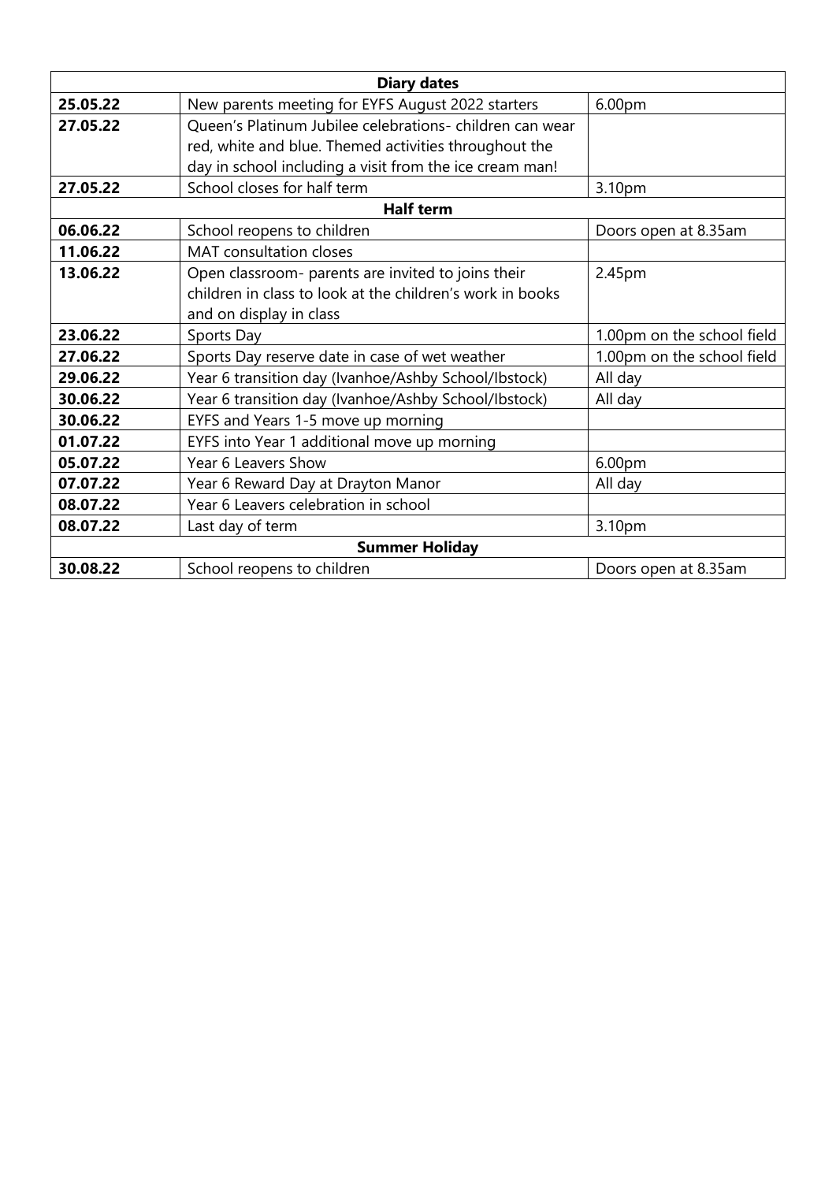| Diary dates | | |
|---|---|---|
| **25.05.22** | New parents meeting for EYFS August 2022 starters | 6.00pm |
| **27.05.22** | Queen's Platinum Jubilee celebrations- children can wear red, white and blue. Themed activities throughout the day in school including a visit from the ice cream man! | |
| **27.05.22** | School closes for half term | 3.10pm |
| **Half term** | | |
| **06.06.22** | School reopens to children | Doors open at 8.35am |
| **11.06.22** | MAT consultation closes | |
| **13.06.22** | Open classroom- parents are invited to joins their children in class to look at the children's work in books and on display in class | 2.45pm |
| **23.06.22** | Sports Day | 1.00pm on the school field |
| **27.06.22** | Sports Day reserve date in case of wet weather | 1.00pm on the school field |
| **29.06.22** | Year 6 transition day (Ivanhoe/Ashby School/Ibstock) | All day |
| **30.06.22** | Year 6 transition day (Ivanhoe/Ashby School/Ibstock) | All day |
| **30.06.22** | EYFS and Years 1-5 move up morning | |
| **01.07.22** | EYFS into Year 1 additional move up morning | |
| **05.07.22** | Year 6 Leavers Show | 6.00pm |
| **07.07.22** | Year 6 Reward Day at Drayton Manor | All day |
| **08.07.22** | Year 6 Leavers celebration in school | |
| **08.07.22** | Last day of term | 3.10pm |
| **Summer Holiday** | | |
| **30.08.22** | School reopens to children | Doors open at 8.35am |